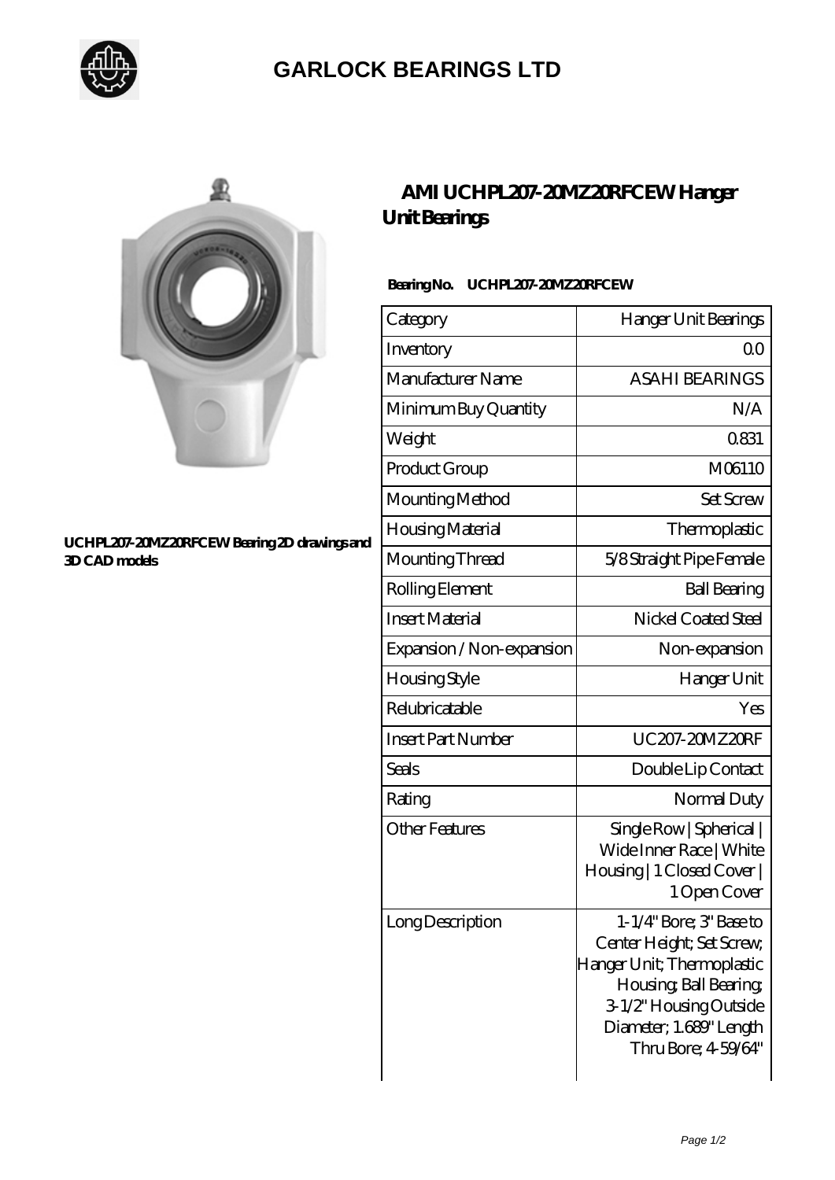# GARLOCK BEARINGS LTD

UCHPL207-20MZ20RFCEW Bearing 2D drawings and 3D CAD models

## AMI UCHPL207-20MZ20RFCEW Hanger Unit Bearings

**Bearing No. UCHPL207-20MZ20RFCEW**

| Category | Hanger Unit Bearings |
|---|---|
| Inventory | 0.0 |
| Manufacturer Name | ASAHI BEARINGS |
| Minimum Buy Quantity | N/A |
| Weight | 0.831 |
| Product Group | M06110 |
| Mounting Method | Set Screw |
| Housing Material | Thermoplastic |
| Mounting Thread | 5/8 Straight Pipe Female |
| Rolling Element | Ball Bearing |
| Insert Material | Nickel Coated Steel |
| Expansion / Non-expansion | Non-expansion |
| Housing Style | Hanger Unit |
| Relubricatable | Yes |
| Insert Part Number | UC207-20MZ20RF |
| Seals | Double Lip Contact |
| Rating | Normal Duty |
| Other Features | Single Row \| Spherical \| Wide Inner Race \| White Housing \| 1 Closed Cover \| 1 Open Cover |
| Long Description | 1-1/4" Bore; 3" Base to Center Height; Set Screw; Hanger Unit; Thermoplastic Housing; Ball Bearing; 3-1/2" Housing Outside Diameter; 1.689" Length Thru Bore; 4-59/64" |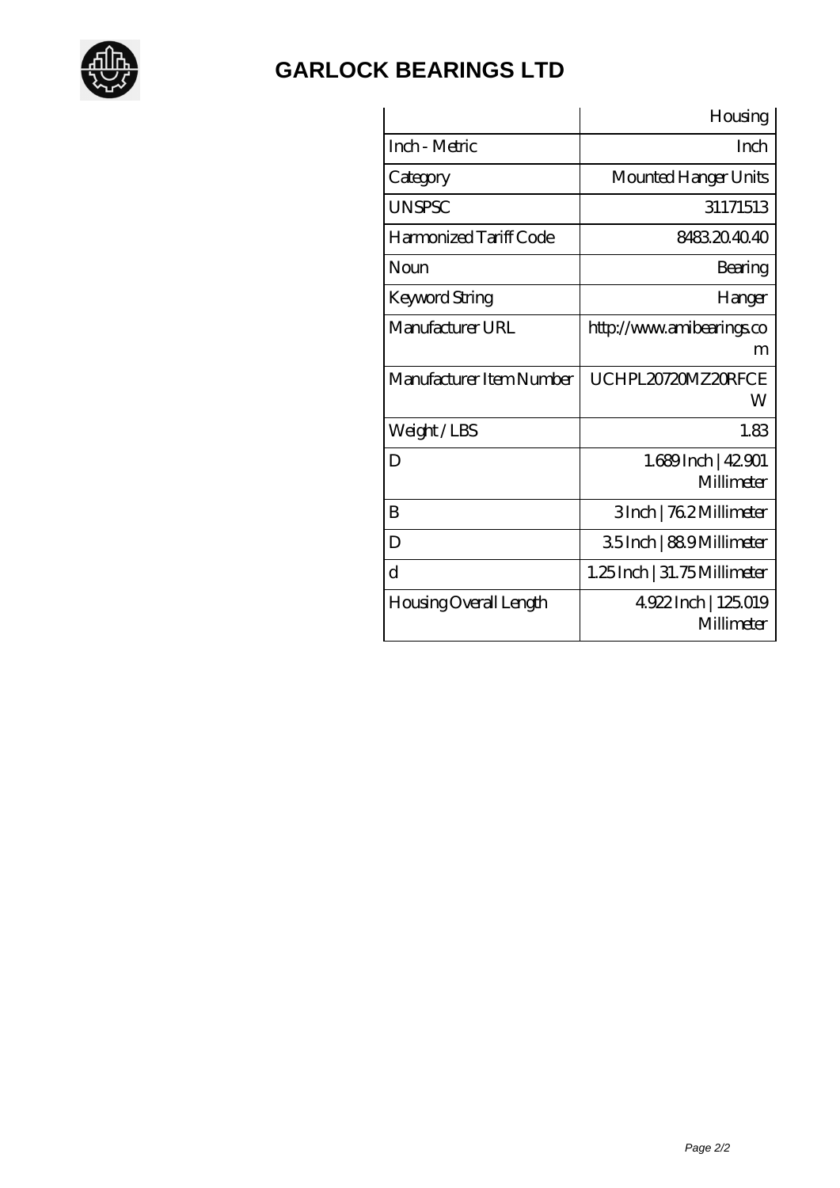# GARLOCK BEARINGS LTD

| | |
|---|---|
| | Housing |
| Inch - Metric | Inch |
| Category | Mounted Hanger Units |
| UNSPSC | 31171513 |
| Harmonized Tariff Code | 8483.20.40.40 |
| Noun | Bearing |
| Keyword String | Hanger |
| Manufacturer URL | http://www.amibearings.com |
| Manufacturer Item Number | UCHPL20720MZ20RFCEW |
| Weight / LBS | 1.83 |
| D | 1.689 Inch \| 42.901 Millimeter |
| B | 3 Inch \| 76.2 Millimeter |
| D | 3.5 Inch \| 88.9 Millimeter |
| d | 1.25 Inch \| 31.75 Millimeter |
| Housing Overall Length | 4.922 Inch \| 125.019 Millimeter |